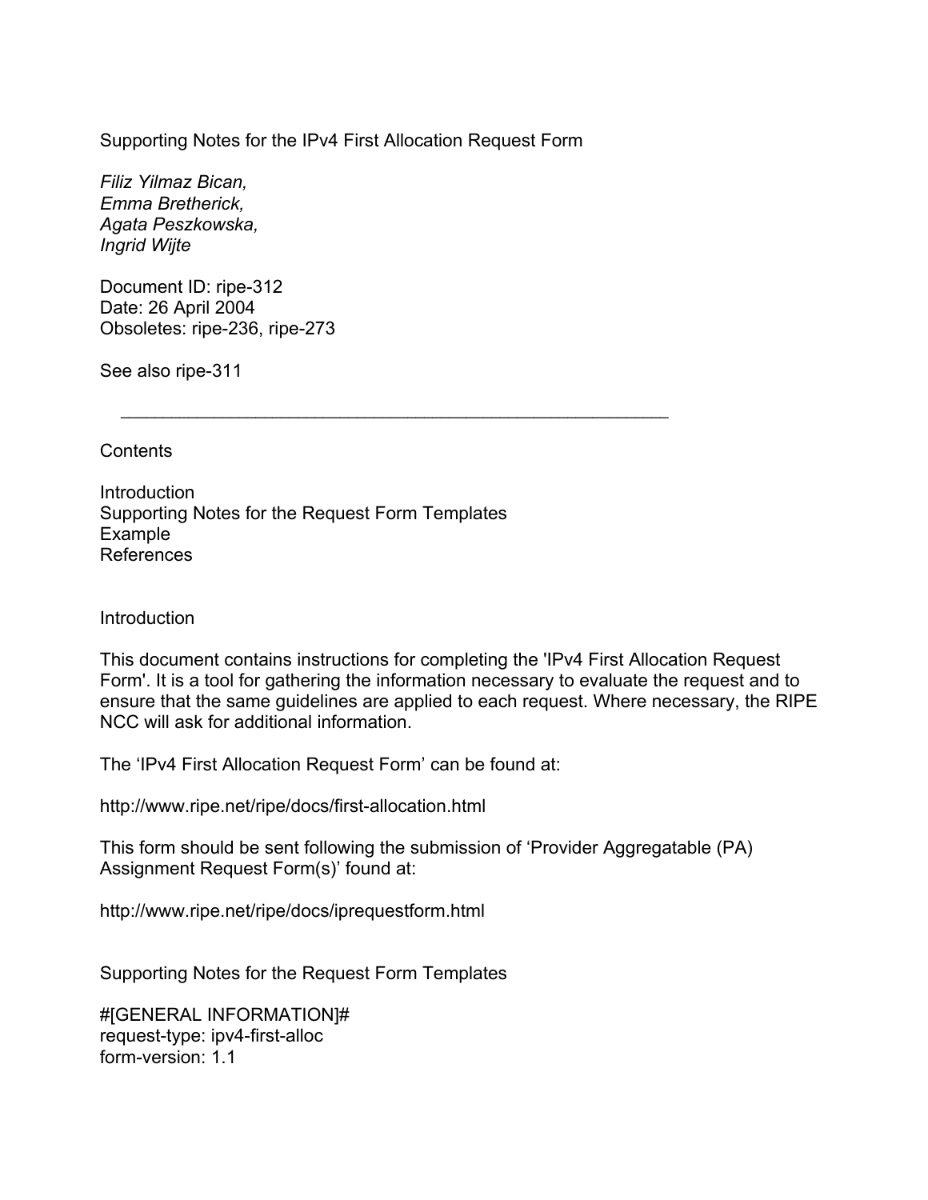# Supporting Notes for the IPv4 First Allocation Request Form

*Filiz Yilmaz Bican,*
*Emma Bretherick,*
*Agata Peszkowska,*
*Ingrid Wijte*

Document ID: ripe-312
Date: 26 April 2004
Obsoletes: ripe-236, ripe-273

See also ripe-311

---

## Contents

Introduction
Supporting Notes for the Request Form Templates
Example
References

## Introduction

This document contains instructions for completing the 'IPv4 First Allocation Request Form'. It is a tool for gathering the information necessary to evaluate the request and to ensure that the same guidelines are applied to each request. Where necessary, the RIPE NCC will ask for additional information.

The 'IPv4 First Allocation Request Form' can be found at:

http://www.ripe.net/ripe/docs/first-allocation.html

This form should be sent following the submission of 'Provider Aggregatable (PA) Assignment Request Form(s)' found at:

http://www.ripe.net/ripe/docs/iprequestform.html

## Supporting Notes for the Request Form Templates

```
#[GENERAL INFORMATION]#
request-type: ipv4-first-alloc
form-version: 1.1
```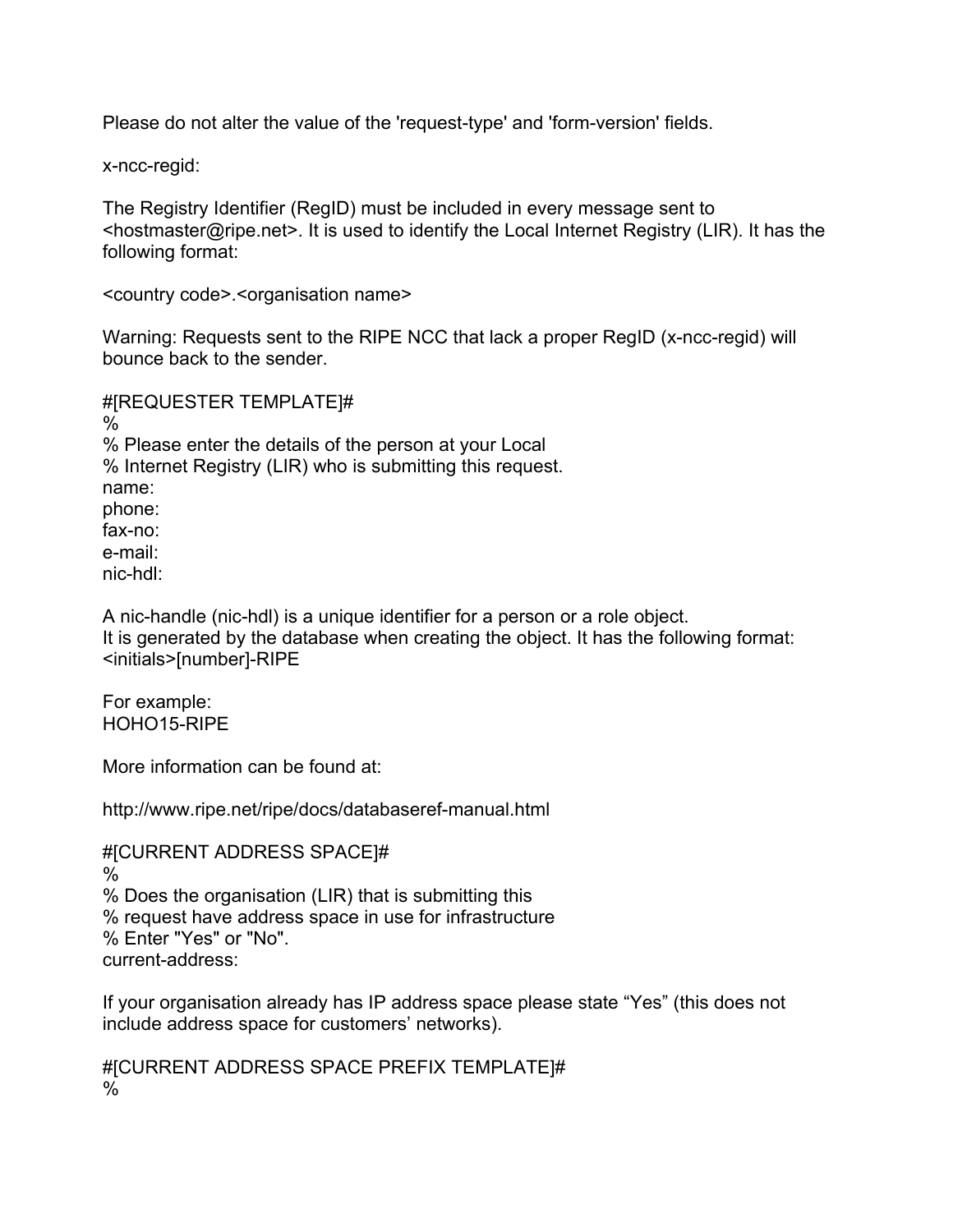Please do not alter the value of the 'request-type' and 'form-version' fields.

x-ncc-regid:

The Registry Identifier (RegID) must be included in every message sent to <hostmaster@ripe.net>. It is used to identify the Local Internet Registry (LIR). It has the following format:

<country code>.<organisation name>

Warning: Requests sent to the RIPE NCC that lack a proper RegID (x-ncc-regid) will bounce back to the sender.

```
#[REQUESTER TEMPLATE]#
%
% Please enter the details of the person at your Local
% Internet Registry (LIR) who is submitting this request.
name:
phone:
fax-no:
e-mail:
nic-hdl:
```

A nic-handle (nic-hdl) is a unique identifier for a person or a role object.
It is generated by the database when creating the object. It has the following format:
<initials>[number]-RIPE

For example:
HOHO15-RIPE

More information can be found at:

http://www.ripe.net/ripe/docs/databaseref-manual.html

```
#[CURRENT ADDRESS SPACE]#
%
% Does the organisation (LIR) that is submitting this
% request have address space in use for infrastructure
% Enter "Yes" or "No".
current-address:
```

If your organisation already has IP address space please state “Yes” (this does not include address space for customers’ networks).

```
#[CURRENT ADDRESS SPACE PREFIX TEMPLATE]#
%
```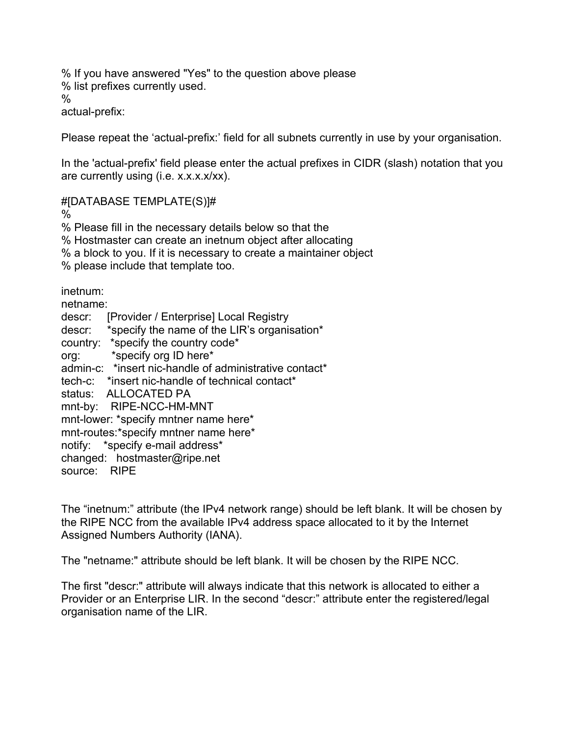```
% If you have answered "Yes" to the question above please
% list prefixes currently used.
%
actual-prefix:
```

Please repeat the 'actual-prefix:' field for all subnets currently in use by your organisation.

In the 'actual-prefix' field please enter the actual prefixes in CIDR (slash) notation that you are currently using (i.e. x.x.x.x/xx).

```
#[DATABASE TEMPLATE(S)]#
%
% Please fill in the necessary details below so that the
% Hostmaster can create an inetnum object after allocating
% a block to you. If it is necessary to create a maintainer object
% please include that template too.

inetnum:
netname:
descr:     [Provider / Enterprise] Local Registry
descr:     *specify the name of the LIR's organisation*
country:   *specify the country code*
org:       *specify org ID here*
admin-c:   *insert nic-handle of administrative contact*
tech-c:    *insert nic-handle of technical contact*
status:    ALLOCATED PA
mnt-by:    RIPE-NCC-HM-MNT
mnt-lower: *specify mntner name here*
mnt-routes:*specify mntner name here*
notify:    *specify e-mail address*
changed:   hostmaster@ripe.net
source:    RIPE
```

The "inetnum:" attribute (the IPv4 network range) should be left blank. It will be chosen by the RIPE NCC from the available IPv4 address space allocated to it by the Internet Assigned Numbers Authority (IANA).

The "netname:" attribute should be left blank. It will be chosen by the RIPE NCC.

The first "descr:" attribute will always indicate that this network is allocated to either a Provider or an Enterprise LIR. In the second "descr:" attribute enter the registered/legal organisation name of the LIR.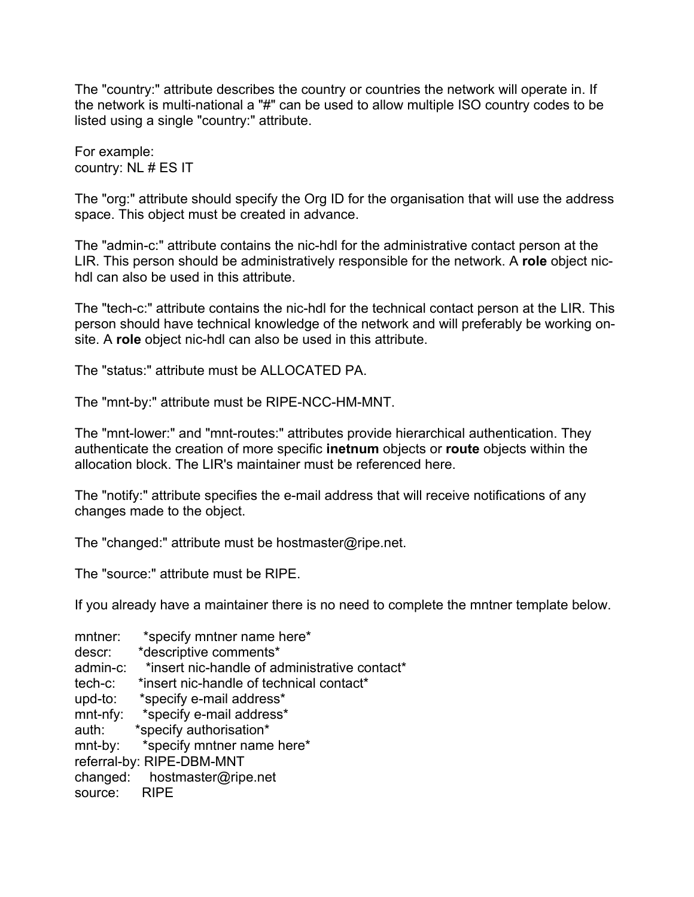The "country:" attribute describes the country or countries the network will operate in. If the network is multi-national a "#" can be used to allow multiple ISO country codes to be listed using a single "country:" attribute.

For example:
country: NL # ES IT

The "org:" attribute should specify the Org ID for the organisation that will use the address space. This object must be created in advance.

The "admin-c:" attribute contains the nic-hdl for the administrative contact person at the LIR. This person should be administratively responsible for the network. A **role** object nic-hdl can also be used in this attribute.

The "tech-c:" attribute contains the nic-hdl for the technical contact person at the LIR. This person should have technical knowledge of the network and will preferably be working on-site. A **role** object nic-hdl can also be used in this attribute.

The "status:" attribute must be ALLOCATED PA.

The "mnt-by:" attribute must be RIPE-NCC-HM-MNT.

The "mnt-lower:" and "mnt-routes:" attributes provide hierarchical authentication. They authenticate the creation of more specific **inetnum** objects or **route** objects within the allocation block. The LIR's maintainer must be referenced here.

The "notify:" attribute specifies the e-mail address that will receive notifications of any changes made to the object.

The "changed:" attribute must be hostmaster@ripe.net.

The "source:" attribute must be RIPE.

If you already have a maintainer there is no need to complete the mntner template below.

```
mntner:      *specify mntner name here*
descr:       *descriptive comments*
admin-c:     *insert nic-handle of administrative contact*
tech-c:      *insert nic-handle of technical contact*
upd-to:      *specify e-mail address*
mnt-nfy:     *specify e-mail address*
auth:        *specify authorisation*
mnt-by:      *specify mntner name here*
referral-by: RIPE-DBM-MNT
changed:     hostmaster@ripe.net
source:      RIPE
```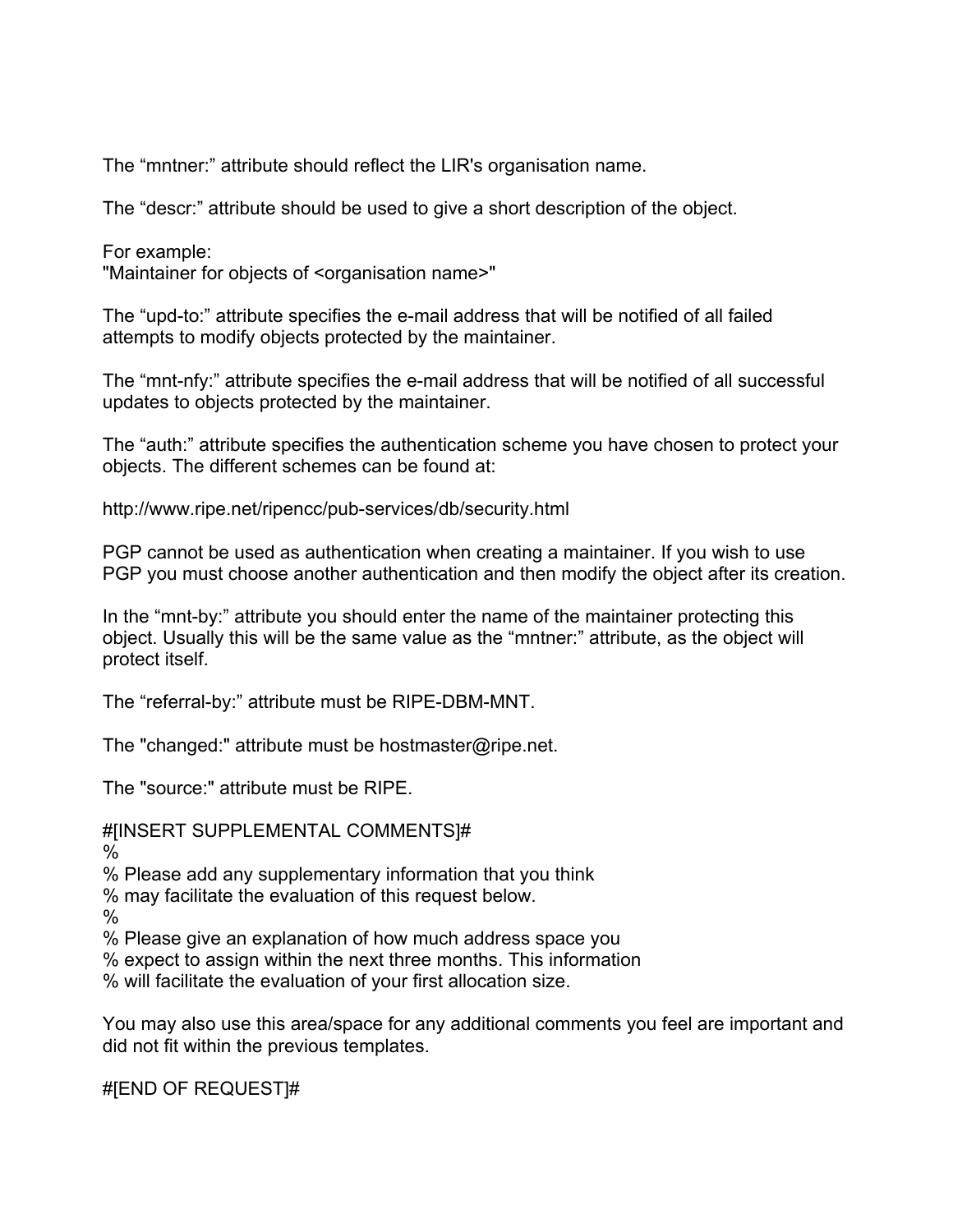The “mntner:” attribute should reflect the LIR's organisation name.

The “descr:” attribute should be used to give a short description of the object.

For example:
"Maintainer for objects of <organisation name>"

The “upd-to:” attribute specifies the e-mail address that will be notified of all failed attempts to modify objects protected by the maintainer.

The “mnt-nfy:” attribute specifies the e-mail address that will be notified of all successful updates to objects protected by the maintainer.

The “auth:” attribute specifies the authentication scheme you have chosen to protect your objects. The different schemes can be found at:

http://www.ripe.net/ripencc/pub-services/db/security.html

PGP cannot be used as authentication when creating a maintainer. If you wish to use PGP you must choose another authentication and then modify the object after its creation.

In the “mnt-by:” attribute you should enter the name of the maintainer protecting this object. Usually this will be the same value as the “mntner:” attribute, as the object will protect itself.

The “referral-by:” attribute must be RIPE-DBM-MNT.

The "changed:" attribute must be hostmaster@ripe.net.

The "source:" attribute must be RIPE.

```
#[INSERT SUPPLEMENTAL COMMENTS]#
%
% Please add any supplementary information that you think
% may facilitate the evaluation of this request below.
%
% Please give an explanation of how much address space you
% expect to assign within the next three months. This information
% will facilitate the evaluation of your first allocation size.
```

You may also use this area/space for any additional comments you feel are important and did not fit within the previous templates.

```
#[END OF REQUEST]#
```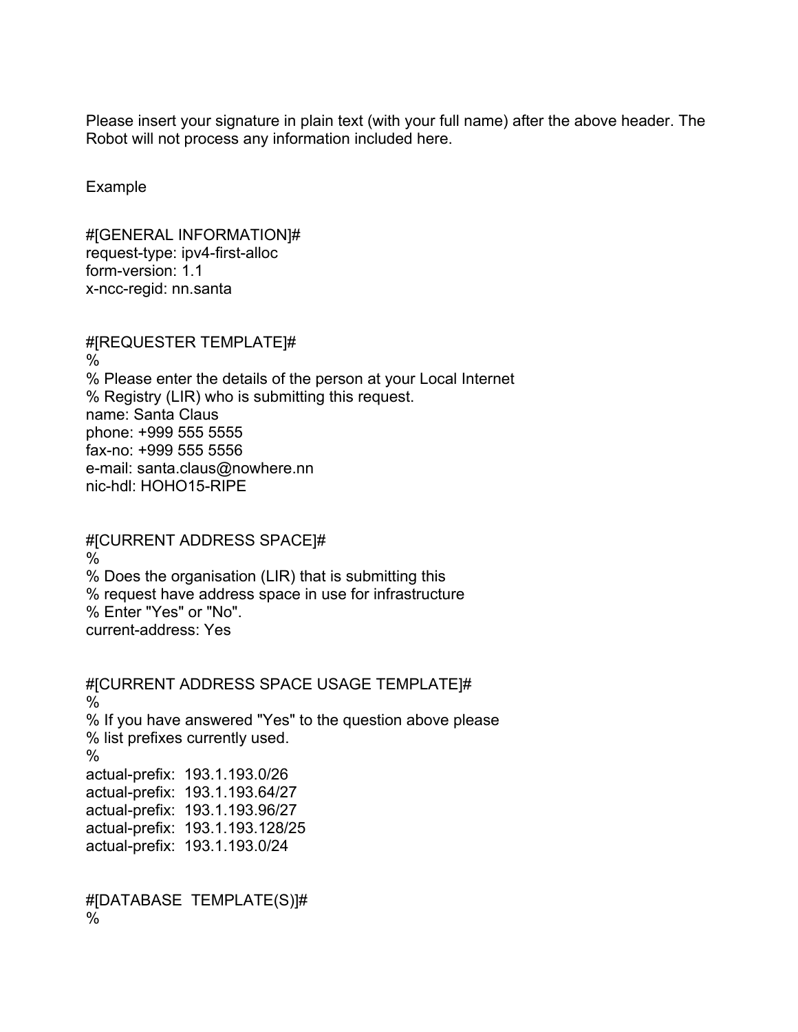Please insert your signature in plain text (with your full name) after the above header. The Robot will not process any information included here.

Example

```
#[GENERAL INFORMATION]#
request-type: ipv4-first-alloc
form-version: 1.1
x-ncc-regid: nn.santa


#[REQUESTER TEMPLATE]#
%
% Please enter the details of the person at your Local Internet
% Registry (LIR) who is submitting this request.
name: Santa Claus
phone: +999 555 5555
fax-no: +999 555 5556
e-mail: santa.claus@nowhere.nn
nic-hdl: HOHO15-RIPE


#[CURRENT ADDRESS SPACE]#
%
% Does the organisation (LIR) that is submitting this
% request have address space in use for infrastructure
% Enter "Yes" or "No".
current-address: Yes


#[CURRENT ADDRESS SPACE USAGE TEMPLATE]#
%
% If you have answered "Yes" to the question above please
% list prefixes currently used.
%
actual-prefix:  193.1.193.0/26
actual-prefix:  193.1.193.64/27
actual-prefix:  193.1.193.96/27
actual-prefix:  193.1.193.128/25
actual-prefix:  193.1.193.0/24


#[DATABASE  TEMPLATE(S)]#
%
```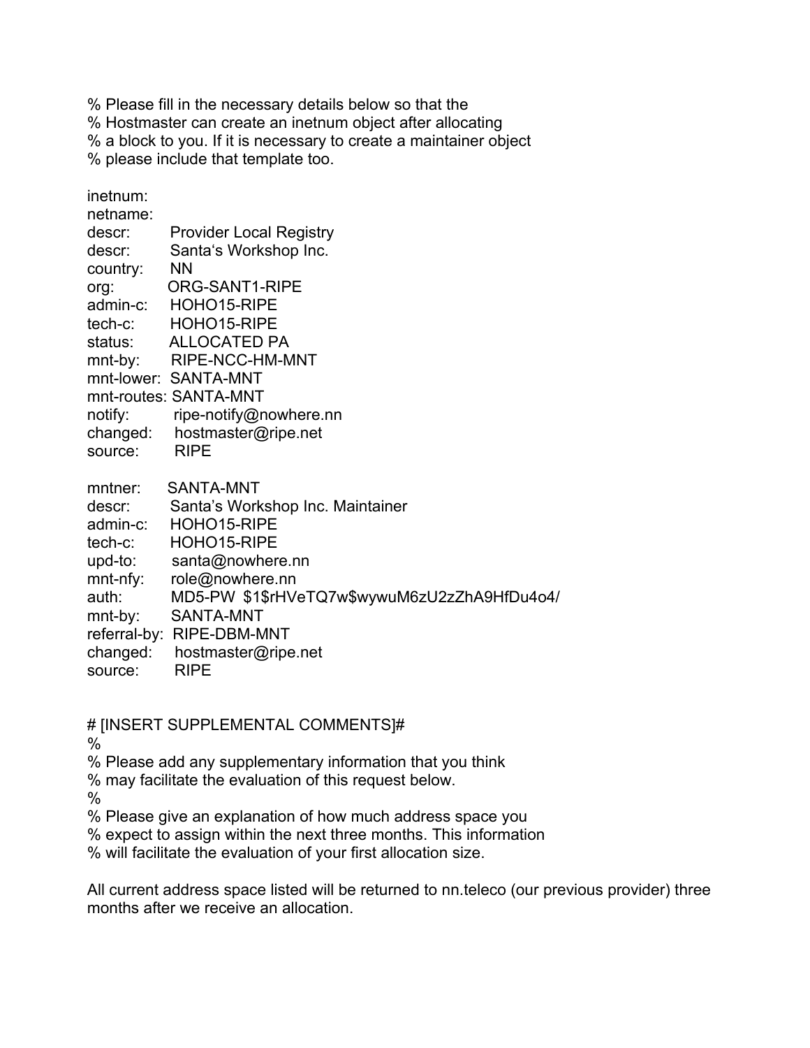```
% Please fill in the necessary details below so that the
% Hostmaster can create an inetnum object after allocating
% a block to you. If it is necessary to create a maintainer object
% please include that template too.

inetnum:
netname:
descr:       Provider Local Registry
descr:       Santa's Workshop Inc.
country:     NN
org:         ORG-SANT1-RIPE
admin-c:     HOHO15-RIPE
tech-c:      HOHO15-RIPE
status:      ALLOCATED PA
mnt-by:      RIPE-NCC-HM-MNT
mnt-lower:   SANTA-MNT
mnt-routes:  SANTA-MNT
notify:      ripe-notify@nowhere.nn
changed:     hostmaster@ripe.net
source:      RIPE

mntner:      SANTA-MNT
descr:       Santa's Workshop Inc. Maintainer
admin-c:     HOHO15-RIPE
tech-c:      HOHO15-RIPE
upd-to:      santa@nowhere.nn
mnt-nfy:     role@nowhere.nn
auth:        MD5-PW  $1$rHVeTQ7w$wywuM6zU2zZhA9HfDu4o4/
mnt-by:      SANTA-MNT
referral-by: RIPE-DBM-MNT
changed:     hostmaster@ripe.net
source:      RIPE


# [INSERT SUPPLEMENTAL COMMENTS]#
%
% Please add any supplementary information that you think
% may facilitate the evaluation of this request below.
%
% Please give an explanation of how much address space you
% expect to assign within the next three months. This information
% will facilitate the evaluation of your first allocation size.
```

All current address space listed will be returned to nn.teleco (our previous provider) three months after we receive an allocation.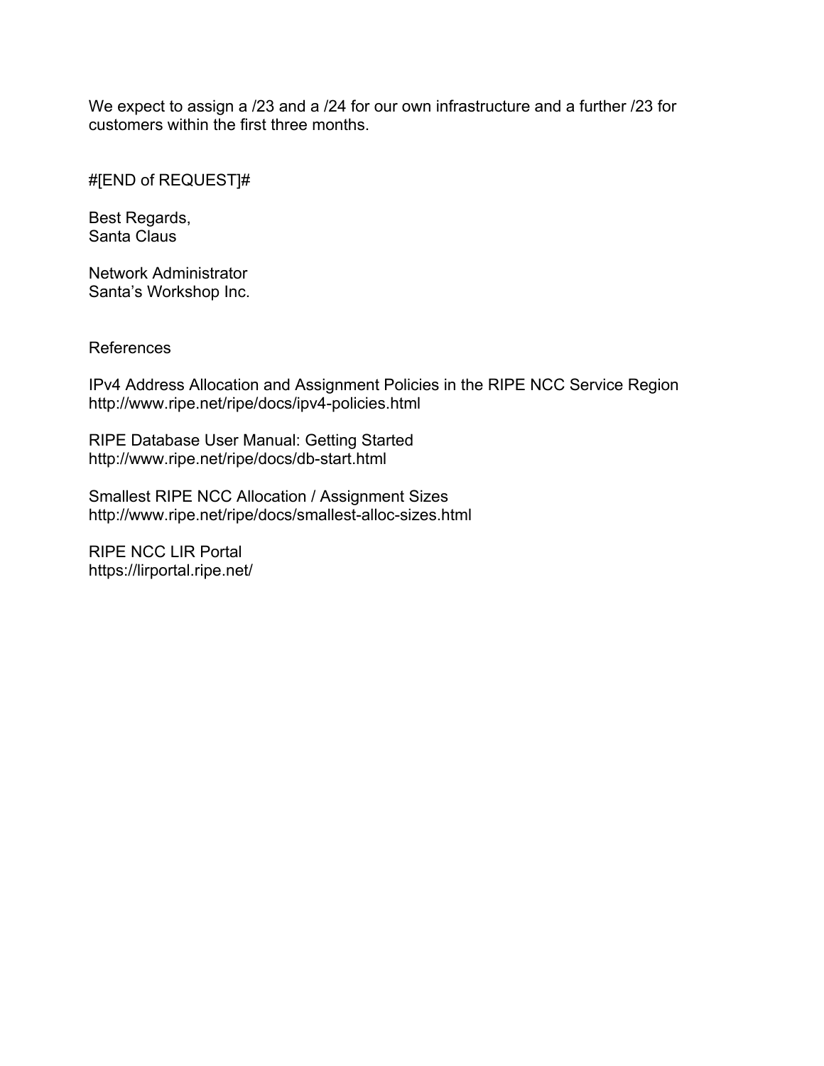We expect to assign a /23 and a /24 for our own infrastructure and a further /23 for customers within the first three months.

#[END of REQUEST]#

Best Regards,
Santa Claus

Network Administrator
Santa's Workshop Inc.

References

IPv4 Address Allocation and Assignment Policies in the RIPE NCC Service Region
http://www.ripe.net/ripe/docs/ipv4-policies.html

RIPE Database User Manual: Getting Started
http://www.ripe.net/ripe/docs/db-start.html

Smallest RIPE NCC Allocation / Assignment Sizes
http://www.ripe.net/ripe/docs/smallest-alloc-sizes.html

RIPE NCC LIR Portal
https://lirportal.ripe.net/